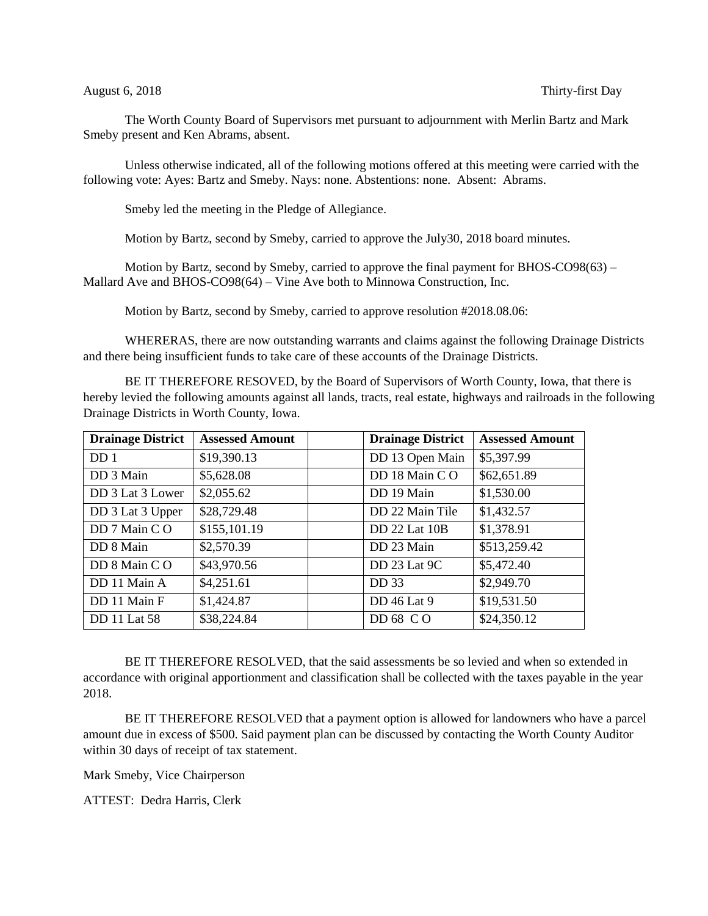August 6, 2018 Thirty-first Day

The Worth County Board of Supervisors met pursuant to adjournment with Merlin Bartz and Mark Smeby present and Ken Abrams, absent.

Unless otherwise indicated, all of the following motions offered at this meeting were carried with the following vote: Ayes: Bartz and Smeby. Nays: none. Abstentions: none. Absent: Abrams.

Smeby led the meeting in the Pledge of Allegiance.

Motion by Bartz, second by Smeby, carried to approve the July30, 2018 board minutes.

Motion by Bartz, second by Smeby, carried to approve the final payment for BHOS-CO98(63) – Mallard Ave and BHOS-CO98(64) – Vine Ave both to Minnowa Construction, Inc.

Motion by Bartz, second by Smeby, carried to approve resolution #2018.08.06:

WHERERAS, there are now outstanding warrants and claims against the following Drainage Districts and there being insufficient funds to take care of these accounts of the Drainage Districts.

BE IT THEREFORE RESOVED, by the Board of Supervisors of Worth County, Iowa, that there is hereby levied the following amounts against all lands, tracts, real estate, highways and railroads in the following Drainage Districts in Worth County, Iowa.

| Drainage District | Assessed Amount | | Drainage District | Assessed Amount |
|---|---|---|---|---|
| DD 1 | $19,390.13 | | DD 13 Open Main | $5,397.99 |
| DD 3 Main | $5,628.08 | | DD 18 Main C O | $62,651.89 |
| DD 3 Lat 3 Lower | $2,055.62 | | DD 19 Main | $1,530.00 |
| DD 3 Lat 3 Upper | $28,729.48 | | DD 22 Main Tile | $1,432.57 |
| DD 7 Main C O | $155,101.19 | | DD 22 Lat 10B | $1,378.91 |
| DD 8 Main | $2,570.39 | | DD 23 Main | $513,259.42 |
| DD 8 Main C O | $43,970.56 | | DD 23 Lat 9C | $5,472.40 |
| DD 11 Main A | $4,251.61 | | DD 33 | $2,949.70 |
| DD 11 Main F | $1,424.87 | | DD 46 Lat 9 | $19,531.50 |
| DD 11 Lat 58 | $38,224.84 | | DD 68 C O | $24,350.12 |

BE IT THEREFORE RESOLVED, that the said assessments be so levied and when so extended in accordance with original apportionment and classification shall be collected with the taxes payable in the year 2018.

BE IT THEREFORE RESOLVED that a payment option is allowed for landowners who have a parcel amount due in excess of $500. Said payment plan can be discussed by contacting the Worth County Auditor within 30 days of receipt of tax statement.

Mark Smeby, Vice Chairperson

ATTEST: Dedra Harris, Clerk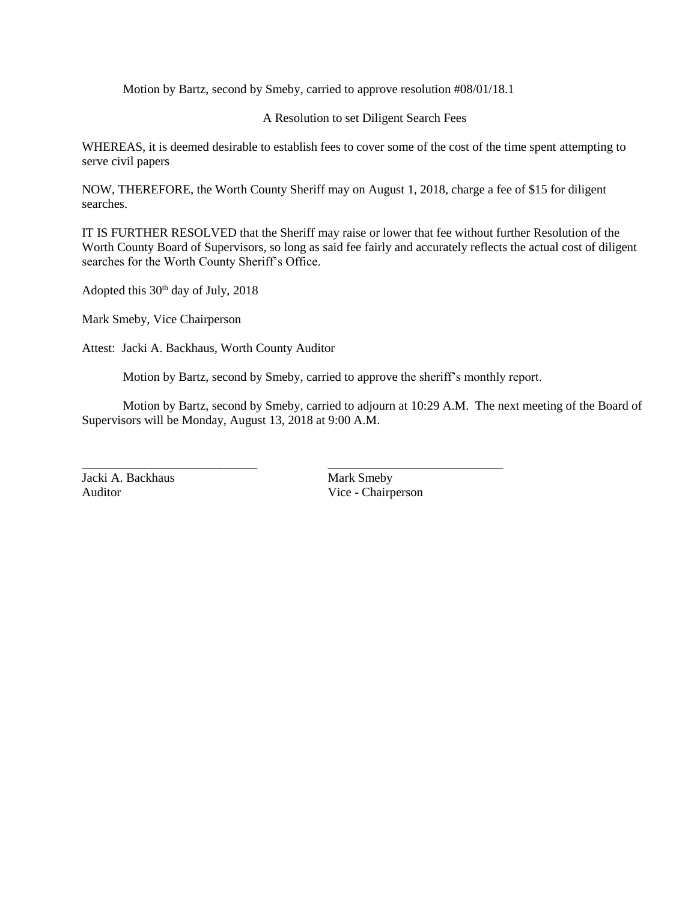Motion by Bartz, second by Smeby, carried to approve resolution #08/01/18.1

A Resolution to set Diligent Search Fees

WHEREAS, it is deemed desirable to establish fees to cover some of the cost of the time spent attempting to serve civil papers

NOW, THEREFORE, the Worth County Sheriff may on August 1, 2018, charge a fee of $15 for diligent searches.

IT IS FURTHER RESOLVED that the Sheriff may raise or lower that fee without further Resolution of the Worth County Board of Supervisors, so long as said fee fairly and accurately reflects the actual cost of diligent searches for the Worth County Sheriff's Office.

Adopted this 30th day of July, 2018

Mark Smeby, Vice Chairperson

Attest: Jacki A. Backhaus, Worth County Auditor

Motion by Bartz, second by Smeby, carried to approve the sheriff's monthly report.

Motion by Bartz, second by Smeby, carried to adjourn at 10:29 A.M. The next meeting of the Board of Supervisors will be Monday, August 13, 2018 at 9:00 A.M.

| | |
|---|---|
| ____________________________ | ____________________________ |
| Jacki A. Backhaus | Mark Smeby |
| Auditor | Vice - Chairperson |